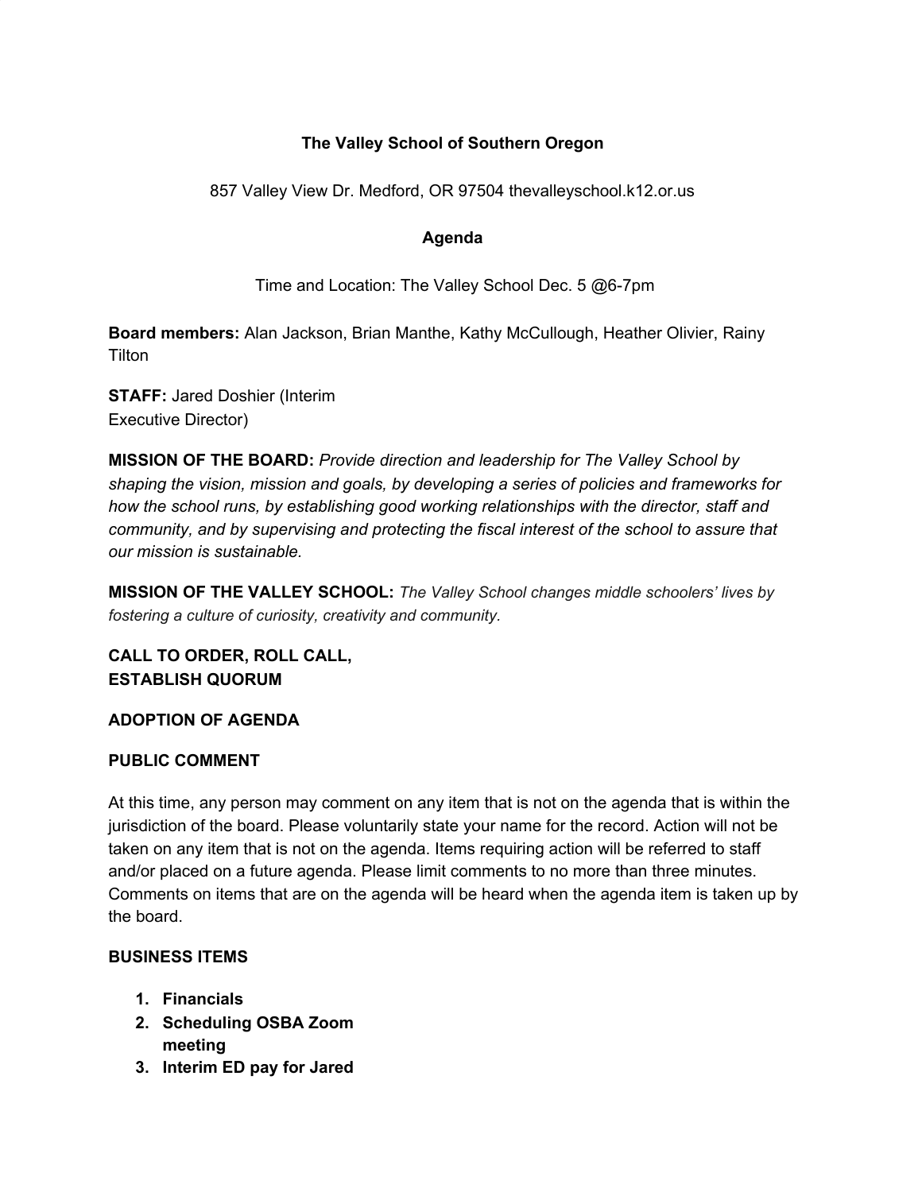**The Valley School of Southern Oregon**

857 Valley View Dr. Medford, OR 97504 thevalleyschool.k12.or.us

**Agenda**

Time and Location: The Valley School Dec. 5 @6-7pm

**Board members:** Alan Jackson, Brian Manthe, Kathy McCullough, Heather Olivier, Rainy Tilton

**STAFF:** Jared Doshier (Interim Executive Director)

**MISSION OF THE BOARD:** *Provide direction and leadership for The Valley School by shaping the vision, mission and goals, by developing a series of policies and frameworks for how the school runs, by establishing good working relationships with the director, staff and community, and by supervising and protecting the fiscal interest of the school to assure that our mission is sustainable.*

**MISSION OF THE VALLEY SCHOOL:** *The Valley School changes middle schoolers' lives by fostering a culture of curiosity, creativity and community.*

**CALL TO ORDER, ROLL CALL, ESTABLISH QUORUM**

**ADOPTION OF AGENDA**

**PUBLIC COMMENT**

At this time, any person may comment on any item that is not on the agenda that is within the jurisdiction of the board. Please voluntarily state your name for the record. Action will not be taken on any item that is not on the agenda. Items requiring action will be referred to staff and/or placed on a future agenda. Please limit comments to no more than three minutes. Comments on items that are on the agenda will be heard when the agenda item is taken up by the board.

**BUSINESS ITEMS**

1. **Financials**
2. **Scheduling OSBA Zoom meeting**
3. **Interim ED pay for Jared**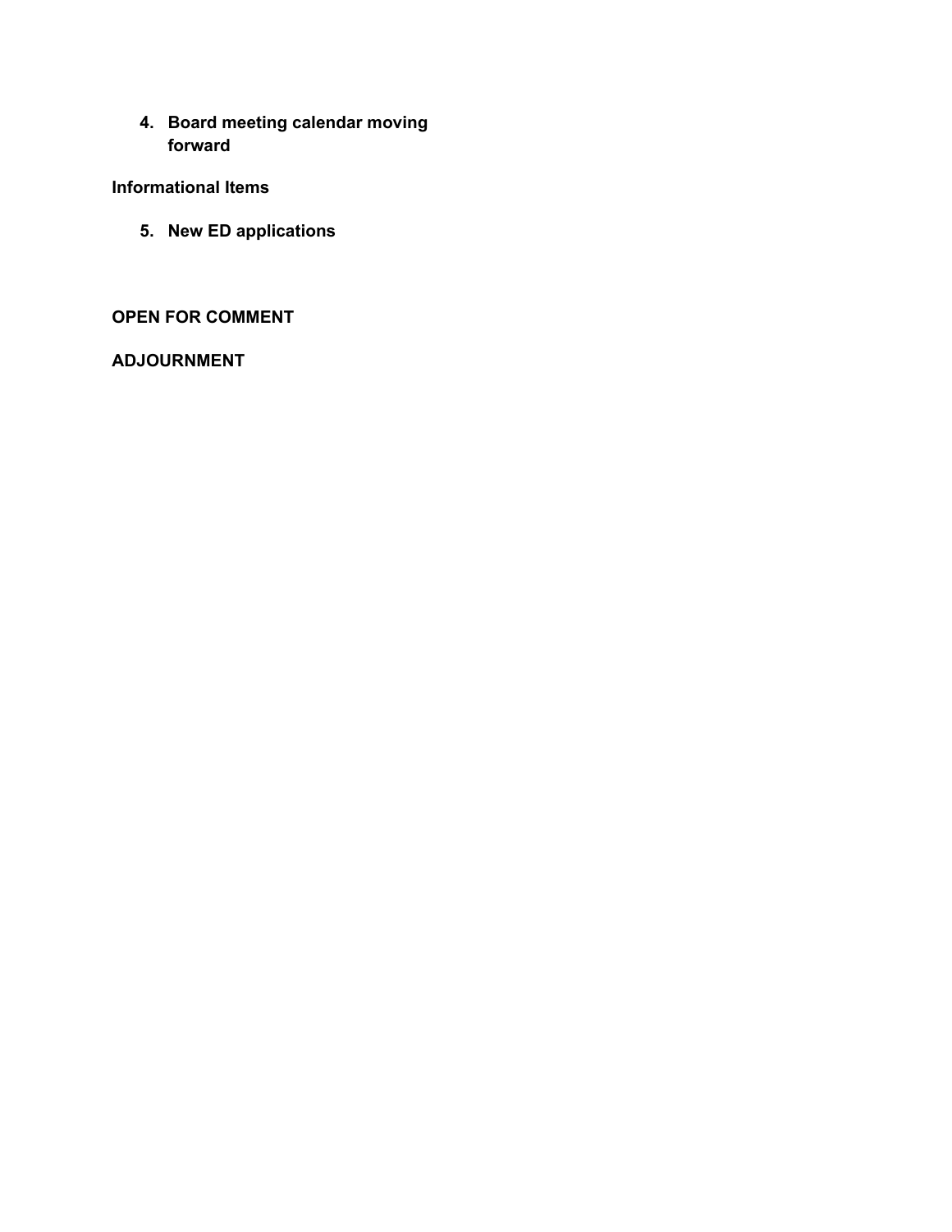4. **Board meeting calendar moving forward**

**Informational Items**

5. **New ED applications**

**OPEN FOR COMMENT**

**ADJOURNMENT**